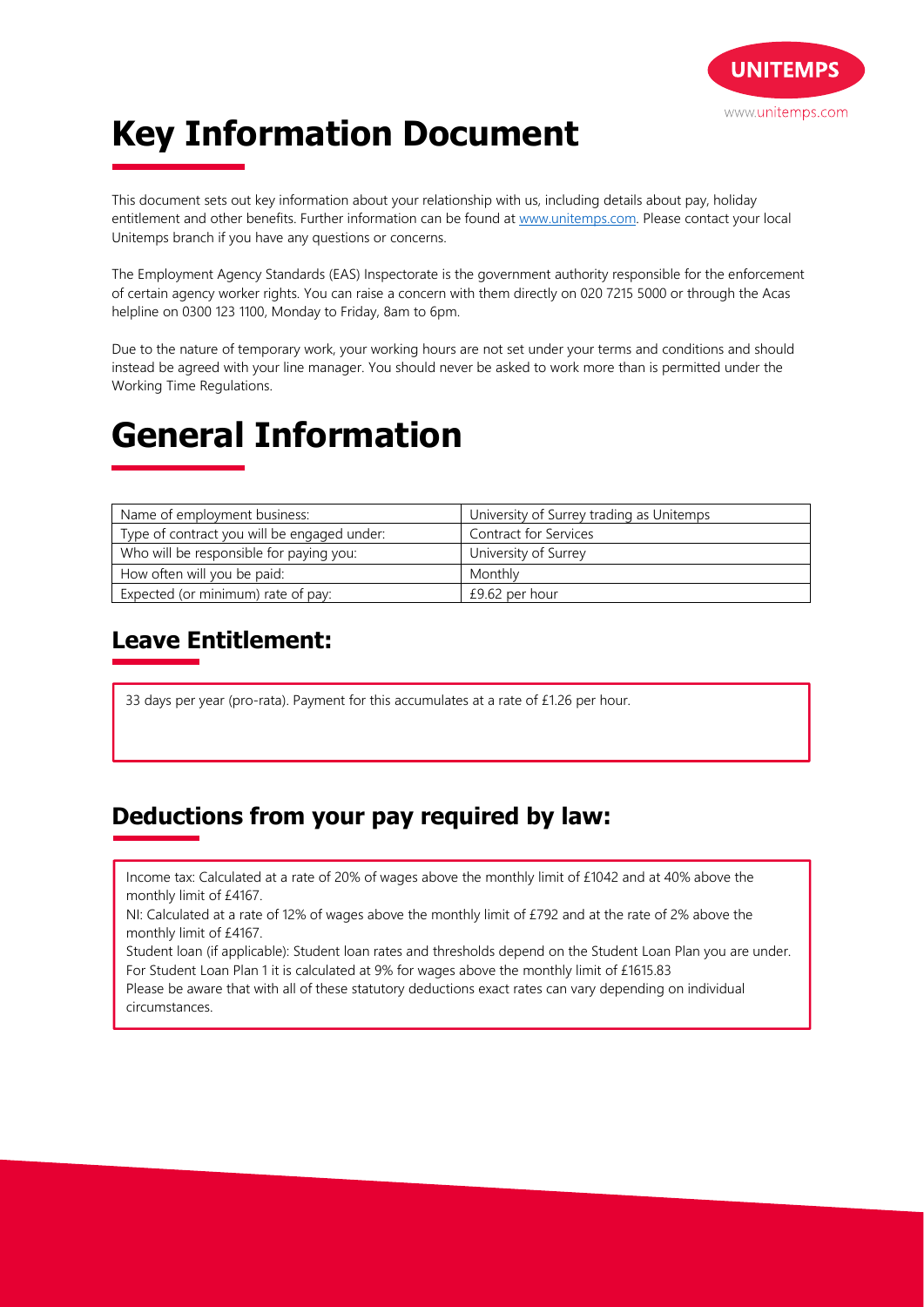# Key Information Document

This document sets out key information about your relationship with us, including details about pay, holiday entitlement and other benefits. Further information can be found at [www.unitemps.com](www.unitemps.com). Please contact your local Unitemps branch if you have any questions or concerns.

The Employment Agency Standards (EAS) Inspectorate is the government authority responsible for the enforcement of certain agency worker rights. You can raise a concern with them directly on 020 7215 5000 or through the Acas helpline on 0300 123 1100, Monday to Friday, 8am to 6pm.

Due to the nature of temporary work, your working hours are not set under your terms and conditions and should instead be agreed with your line manager. You should never be asked to work more than is permitted under the Working Time Regulations.

# General Information

| | |
|---|---|
| Name of employment business: | University of Surrey trading as Unitemps |
| Type of contract you will be engaged under: | Contract for Services |
| Who will be responsible for paying you: | University of Surrey |
| How often will you be paid: | Monthly |
| Expected (or minimum) rate of pay: | £9.62 per hour |

## Leave Entitlement:

33 days per year (pro-rata). Payment for this accumulates at a rate of £1.26 per hour.

## Deductions from your pay required by law:

Income tax: Calculated at a rate of 20% of wages above the monthly limit of £1042 and at 40% above the monthly limit of £4167.

NI: Calculated at a rate of 12% of wages above the monthly limit of £792 and at the rate of 2% above the monthly limit of £4167.

Student loan (if applicable): Student loan rates and thresholds depend on the Student Loan Plan you are under. For Student Loan Plan 1 it is calculated at 9% for wages above the monthly limit of £1615.83

Please be aware that with all of these statutory deductions exact rates can vary depending on individual circumstances.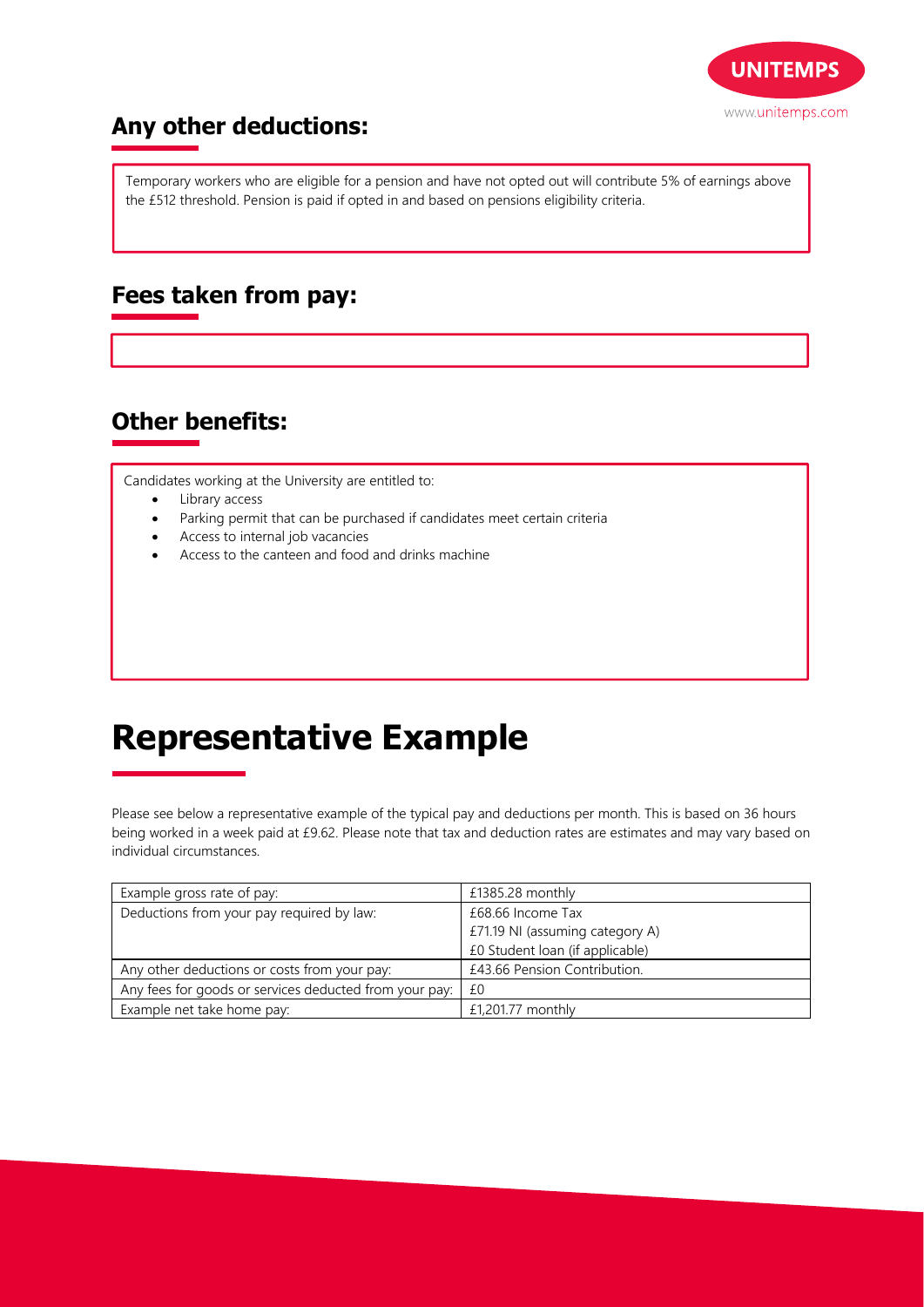## Any other deductions:

Temporary workers who are eligible for a pension and have not opted out will contribute 5% of earnings above the £512 threshold. Pension is paid if opted in and based on pensions eligibility criteria.

## Fees taken from pay:

## Other benefits:

Candidates working at the University are entitled to:

- Library access
- Parking permit that can be purchased if candidates meet certain criteria
- Access to internal job vacancies
- Access to the canteen and food and drinks machine

# Representative Example

Please see below a representative example of the typical pay and deductions per month. This is based on 36 hours being worked in a week paid at £9.62. Please note that tax and deduction rates are estimates and may vary based on individual circumstances.

| | |
|---|---|
| Example gross rate of pay: | £1385.28 monthly |
| Deductions from your pay required by law: | £68.66 Income Tax<br>£71.19 NI (assuming category A)<br>£0 Student loan (if applicable) |
| Any other deductions or costs from your pay: | £43.66 Pension Contribution. |
| Any fees for goods or services deducted from your pay: | £0 |
| Example net take home pay: | £1,201.77 monthly |